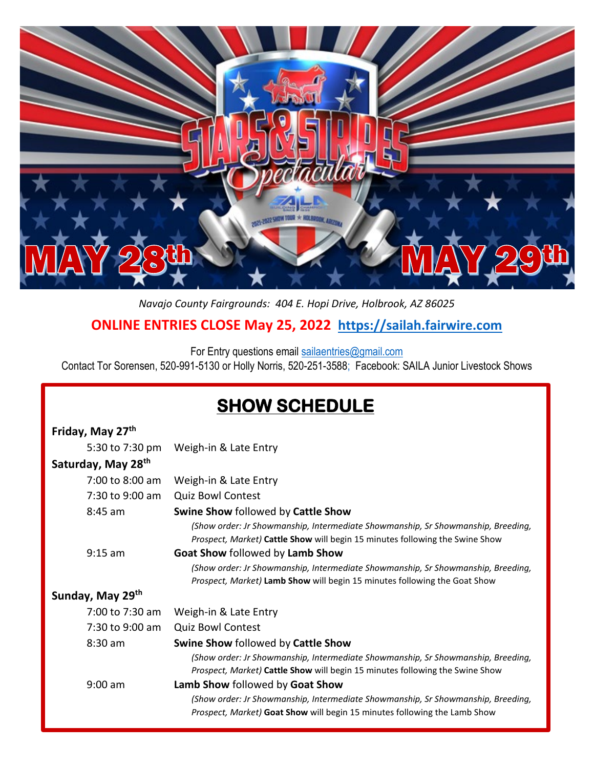# STARS & STRIPES Spectacular

SAILA 2021-2022 SHOW TOUR ★ HOLBROOK, ARIZONA

**MAY 28th** **MAY 29th**

*Navajo County Fairgrounds: 404 E. Hopi Drive, Holbrook, AZ 86025*

**ONLINE ENTRIES CLOSE May 25, 2022 https://sailah.fairwire.com**

For Entry questions email sailaentries@gmail.com

Contact Tor Sorensen, 520-991-5130 or Holly Norris, 520-251-3588; Facebook: SAILA Junior Livestock Shows

## SHOW SCHEDULE

**Friday, May 27th**

| | |
|---|---|
| 5:30 to 7:30 pm | Weigh-in & Late Entry |

**Saturday, May 28th**

| | |
|---|---|
| 7:00 to 8:00 am | Weigh-in & Late Entry |
| 7:30 to 9:00 am | Quiz Bowl Contest |
| 8:45 am | **Swine Show** followed by **Cattle Show** *(Show order: Jr Showmanship, Intermediate Showmanship, Sr Showmanship, Breeding, Prospect, Market)* **Cattle Show** will begin 15 minutes following the Swine Show |
| 9:15 am | **Goat Show** followed by **Lamb Show** *(Show order: Jr Showmanship, Intermediate Showmanship, Sr Showmanship, Breeding, Prospect, Market)* **Lamb Show** will begin 15 minutes following the Goat Show |

**Sunday, May 29th**

| | |
|---|---|
| 7:00 to 7:30 am | Weigh-in & Late Entry |
| 7:30 to 9:00 am | Quiz Bowl Contest |
| 8:30 am | **Swine Show** followed by **Cattle Show** *(Show order: Jr Showmanship, Intermediate Showmanship, Sr Showmanship, Breeding, Prospect, Market)* **Cattle Show** will begin 15 minutes following the Swine Show |
| 9:00 am | **Lamb Show** followed by **Goat Show** *(Show order: Jr Showmanship, Intermediate Showmanship, Sr Showmanship, Breeding, Prospect, Market)* **Goat Show** will begin 15 minutes following the Lamb Show |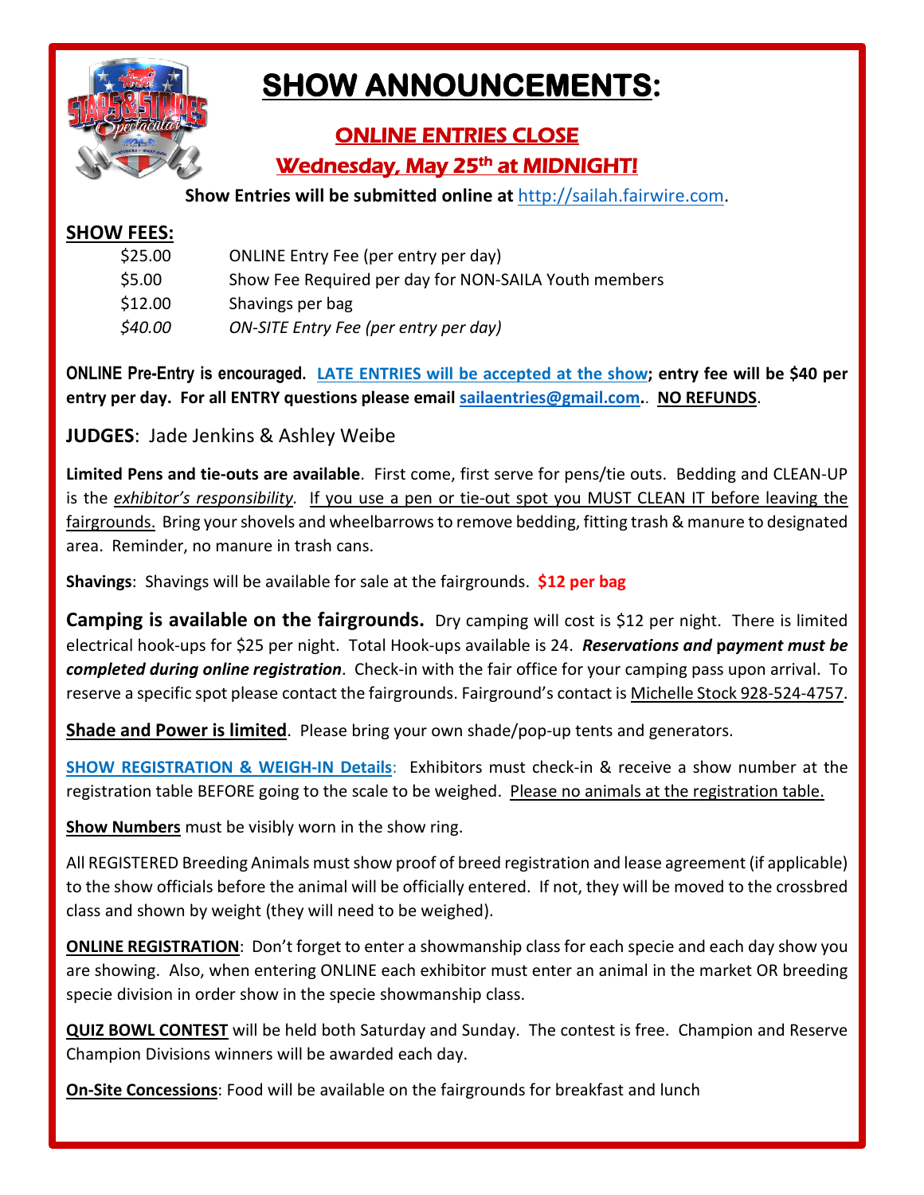# SHOW ANNOUNCEMENTS:

## ONLINE ENTRIES CLOSE

## Wednesday, May 25th at MIDNIGHT!

**Show Entries will be submitted online at** http://sailah.fairwire.com.

**SHOW FEES:**

| | |
|---|---|
| $25.00 | ONLINE Entry Fee (per entry per day) |
| $5.00 | Show Fee Required per day for NON-SAILA Youth members |
| $12.00 | Shavings per bag |
| *$40.00* | *ON-SITE Entry Fee (per entry per day)* |

**ONLINE Pre-Entry is encouraged.** **LATE ENTRIES will be accepted at the show; entry fee will be $40 per entry per day. For all ENTRY questions please email sailaentries@gmail.com.. NO REFUNDS.**

**JUDGES**: Jade Jenkins & Ashley Weibe

**Limited Pens and tie-outs are available**. First come, first serve for pens/tie outs. Bedding and CLEAN-UP is the *exhibitor's responsibility*. If you use a pen or tie-out spot you MUST CLEAN IT before leaving the fairgrounds. Bring your shovels and wheelbarrows to remove bedding, fitting trash & manure to designated area. Reminder, no manure in trash cans.

**Shavings**: Shavings will be available for sale at the fairgrounds. **$12 per bag**

**Camping is available on the fairgrounds.** Dry camping will cost is $12 per night. There is limited electrical hook-ups for $25 per night. Total Hook-ups available is 24. ***Reservations and payment must be completed during online registration***. Check-in with the fair office for your camping pass upon arrival. To reserve a specific spot please contact the fairgrounds. Fairground's contact is Michelle Stock 928-524-4757.

**Shade and Power is limited**. Please bring your own shade/pop-up tents and generators.

**SHOW REGISTRATION & WEIGH-IN Details**: Exhibitors must check-in & receive a show number at the registration table BEFORE going to the scale to be weighed. Please no animals at the registration table.

**Show Numbers** must be visibly worn in the show ring.

All REGISTERED Breeding Animals must show proof of breed registration and lease agreement (if applicable) to the show officials before the animal will be officially entered. If not, they will be moved to the crossbred class and shown by weight (they will need to be weighed).

**ONLINE REGISTRATION**: Don't forget to enter a showmanship class for each specie and each day show you are showing. Also, when entering ONLINE each exhibitor must enter an animal in the market OR breeding specie division in order show in the specie showmanship class.

**QUIZ BOWL CONTEST** will be held both Saturday and Sunday. The contest is free. Champion and Reserve Champion Divisions winners will be awarded each day.

**On-Site Concessions**: Food will be available on the fairgrounds for breakfast and lunch